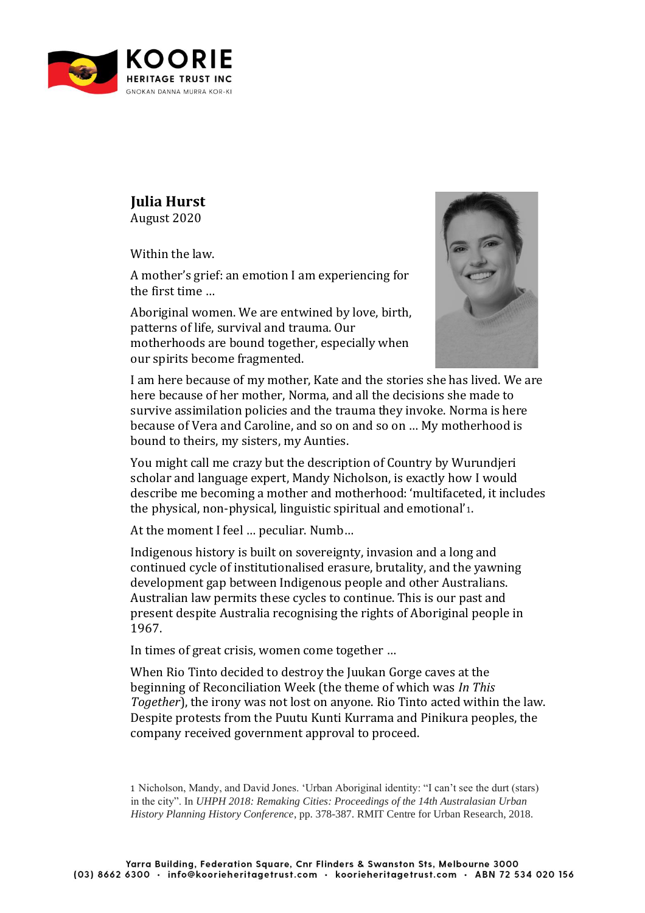**Julia Hurst**
August 2020

Within the law.

A mother's grief: an emotion I am experiencing for the first time …

Aboriginal women. We are entwined by love, birth, patterns of life, survival and trauma. Our motherhoods are bound together, especially when our spirits become fragmented.

I am here because of my mother, Kate and the stories she has lived. We are here because of her mother, Norma, and all the decisions she made to survive assimilation policies and the trauma they invoke. Norma is here because of Vera and Caroline, and so on and so on … My motherhood is bound to theirs, my sisters, my Aunties.

You might call me crazy but the description of Country by Wurundjeri scholar and language expert, Mandy Nicholson, is exactly how I would describe me becoming a mother and motherhood: 'multifaceted, it includes the physical, non-physical, linguistic spiritual and emotional'[1].

At the moment I feel … peculiar. Numb…

Indigenous history is built on sovereignty, invasion and a long and continued cycle of institutionalised erasure, brutality, and the yawning development gap between Indigenous people and other Australians. Australian law permits these cycles to continue. This is our past and present despite Australia recognising the rights of Aboriginal people in 1967.

In times of great crisis, women come together …

When Rio Tinto decided to destroy the Juukan Gorge caves at the beginning of Reconciliation Week (the theme of which was *In This Together*), the irony was not lost on anyone. Rio Tinto acted within the law. Despite protests from the Puutu Kunti Kurrama and Pinikura peoples, the company received government approval to proceed.

---

1 Nicholson, Mandy, and David Jones. 'Urban Aboriginal identity: "I can't see the durt (stars) in the city". In *UHPH 2018: Remaking Cities: Proceedings of the 14th Australasian Urban History Planning History Conference*, pp. 378-387. RMIT Centre for Urban Research, 2018.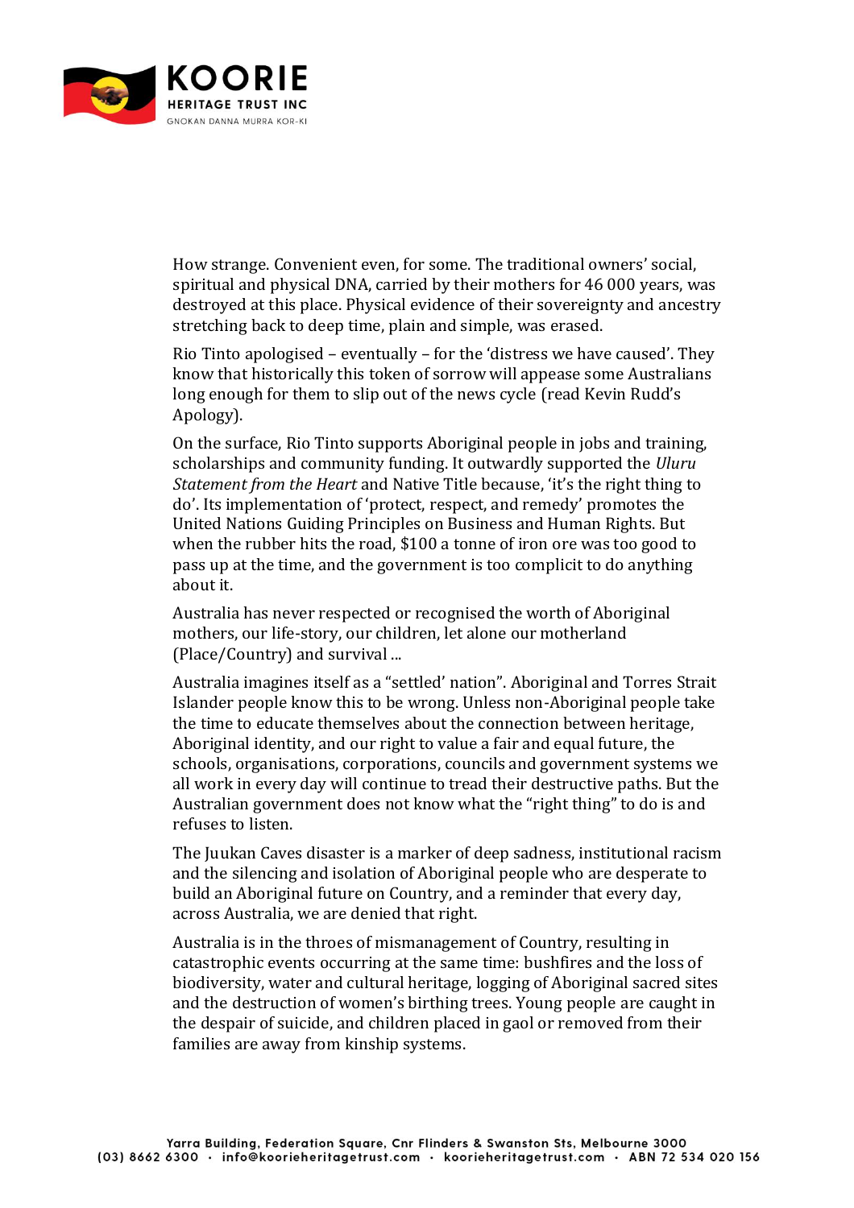How strange. Convenient even, for some. The traditional owners' social, spiritual and physical DNA, carried by their mothers for 46 000 years, was destroyed at this place. Physical evidence of their sovereignty and ancestry stretching back to deep time, plain and simple, was erased.

Rio Tinto apologised – eventually – for the 'distress we have caused'. They know that historically this token of sorrow will appease some Australians long enough for them to slip out of the news cycle (read Kevin Rudd's Apology).

On the surface, Rio Tinto supports Aboriginal people in jobs and training, scholarships and community funding. It outwardly supported the *Uluru Statement from the Heart* and Native Title because, 'it's the right thing to do'. Its implementation of 'protect, respect, and remedy' promotes the United Nations Guiding Principles on Business and Human Rights. But when the rubber hits the road, $100 a tonne of iron ore was too good to pass up at the time, and the government is too complicit to do anything about it.

Australia has never respected or recognised the worth of Aboriginal mothers, our life-story, our children, let alone our motherland (Place/Country) and survival ...

Australia imagines itself as a "settled' nation". Aboriginal and Torres Strait Islander people know this to be wrong. Unless non-Aboriginal people take the time to educate themselves about the connection between heritage, Aboriginal identity, and our right to value a fair and equal future, the schools, organisations, corporations, councils and government systems we all work in every day will continue to tread their destructive paths. But the Australian government does not know what the "right thing" to do is and refuses to listen.

The Juukan Caves disaster is a marker of deep sadness, institutional racism and the silencing and isolation of Aboriginal people who are desperate to build an Aboriginal future on Country, and a reminder that every day, across Australia, we are denied that right.

Australia is in the throes of mismanagement of Country, resulting in catastrophic events occurring at the same time: bushfires and the loss of biodiversity, water and cultural heritage, logging of Aboriginal sacred sites and the destruction of women's birthing trees. Young people are caught in the despair of suicide, and children placed in gaol or removed from their families are away from kinship systems.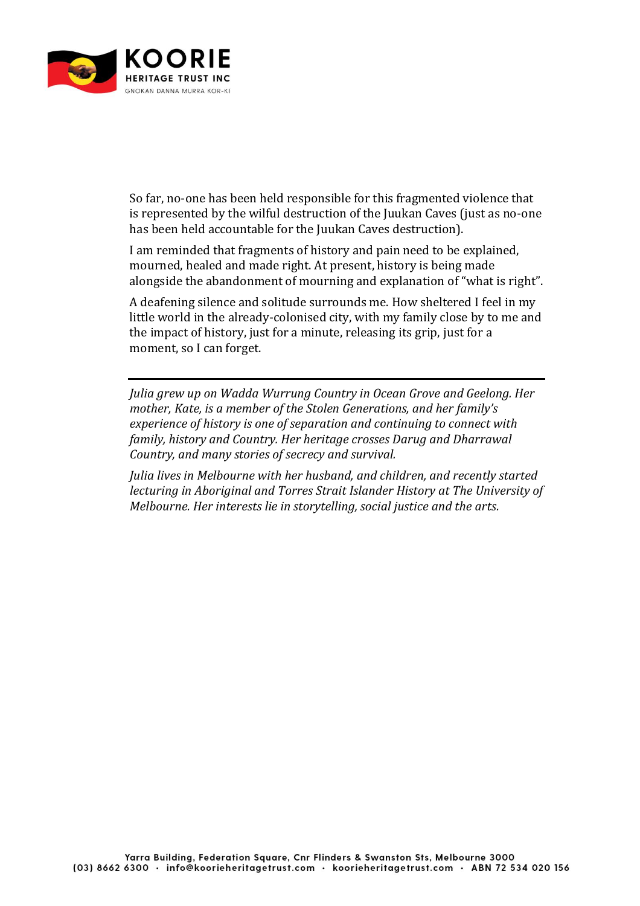So far, no-one has been held responsible for this fragmented violence that is represented by the wilful destruction of the Juukan Caves (just as no-one has been held accountable for the Juukan Caves destruction).

I am reminded that fragments of history and pain need to be explained, mourned, healed and made right. At present, history is being made alongside the abandonment of mourning and explanation of "what is right".

A deafening silence and solitude surrounds me. How sheltered I feel in my little world in the already-colonised city, with my family close by to me and the impact of history, just for a minute, releasing its grip, just for a moment, so I can forget.

---

*Julia grew up on Wadda Wurrung Country in Ocean Grove and Geelong. Her mother, Kate, is a member of the Stolen Generations, and her family's experience of history is one of separation and continuing to connect with family, history and Country. Her heritage crosses Darug and Dharrawal Country, and many stories of secrecy and survival.*

*Julia lives in Melbourne with her husband, and children, and recently started lecturing in Aboriginal and Torres Strait Islander History at The University of Melbourne. Her interests lie in storytelling, social justice and the arts.*